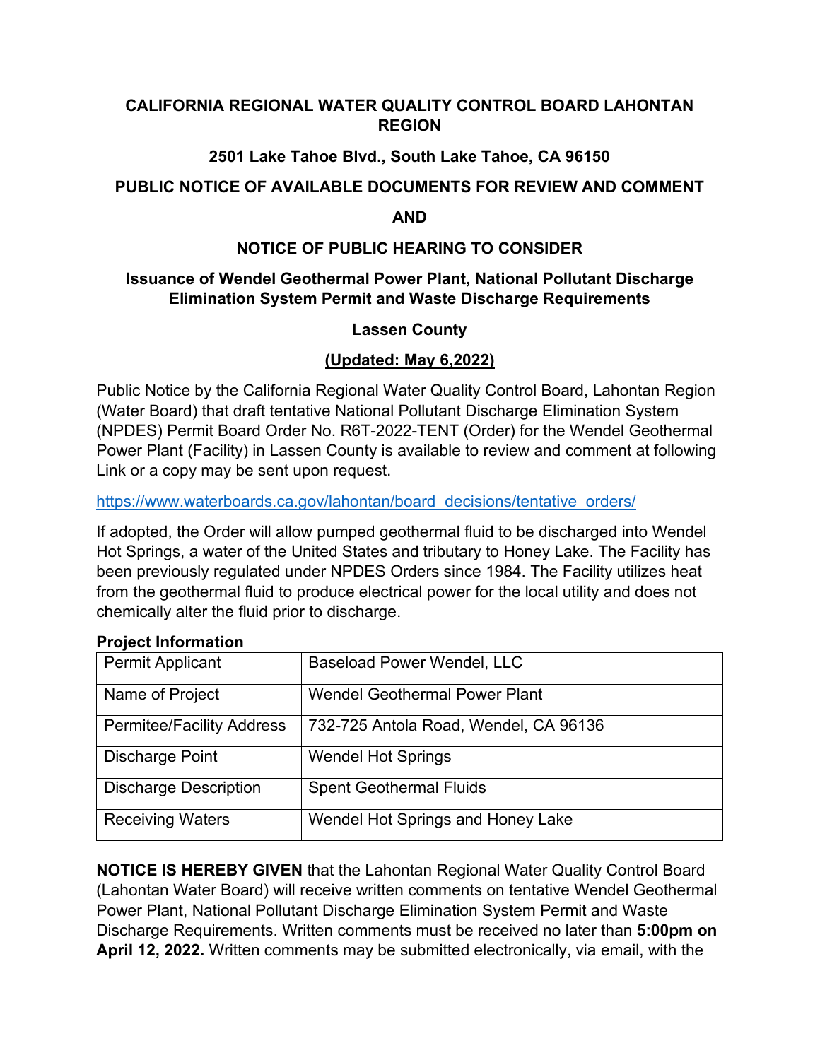**CALIFORNIA REGIONAL WATER QUALITY CONTROL BOARD LAHONTAN REGION**

**2501 Lake Tahoe Blvd., South Lake Tahoe, CA 96150**

**PUBLIC NOTICE OF AVAILABLE DOCUMENTS FOR REVIEW AND COMMENT**

**AND**

**NOTICE OF PUBLIC HEARING TO CONSIDER**

**Issuance of Wendel Geothermal Power Plant, National Pollutant Discharge Elimination System Permit and Waste Discharge Requirements**

**Lassen County**

**(Updated: May 6,2022)**

Public Notice by the California Regional Water Quality Control Board, Lahontan Region (Water Board) that draft tentative National Pollutant Discharge Elimination System (NPDES) Permit Board Order No. R6T-2022-TENT (Order) for the Wendel Geothermal Power Plant (Facility) in Lassen County is available to review and comment at following Link or a copy may be sent upon request.

https://www.waterboards.ca.gov/lahontan/board_decisions/tentative_orders/

If adopted, the Order will allow pumped geothermal fluid to be discharged into Wendel Hot Springs, a water of the United States and tributary to Honey Lake. The Facility has been previously regulated under NPDES Orders since 1984. The Facility utilizes heat from the geothermal fluid to produce electrical power for the local utility and does not chemically alter the fluid prior to discharge.

**Project Information**

| | |
|---|---|
| Permit Applicant | Baseload Power Wendel, LLC |
| Name of Project | Wendel Geothermal Power Plant |
| Permitee/Facility Address | 732-725 Antola Road, Wendel, CA 96136 |
| Discharge Point | Wendel Hot Springs |
| Discharge Description | Spent Geothermal Fluids |
| Receiving Waters | Wendel Hot Springs and Honey Lake |

**NOTICE IS HEREBY GIVEN** that the Lahontan Regional Water Quality Control Board (Lahontan Water Board) will receive written comments on tentative Wendel Geothermal Power Plant, National Pollutant Discharge Elimination System Permit and Waste Discharge Requirements. Written comments must be received no later than **5:00pm on April 12, 2022.** Written comments may be submitted electronically, via email, with the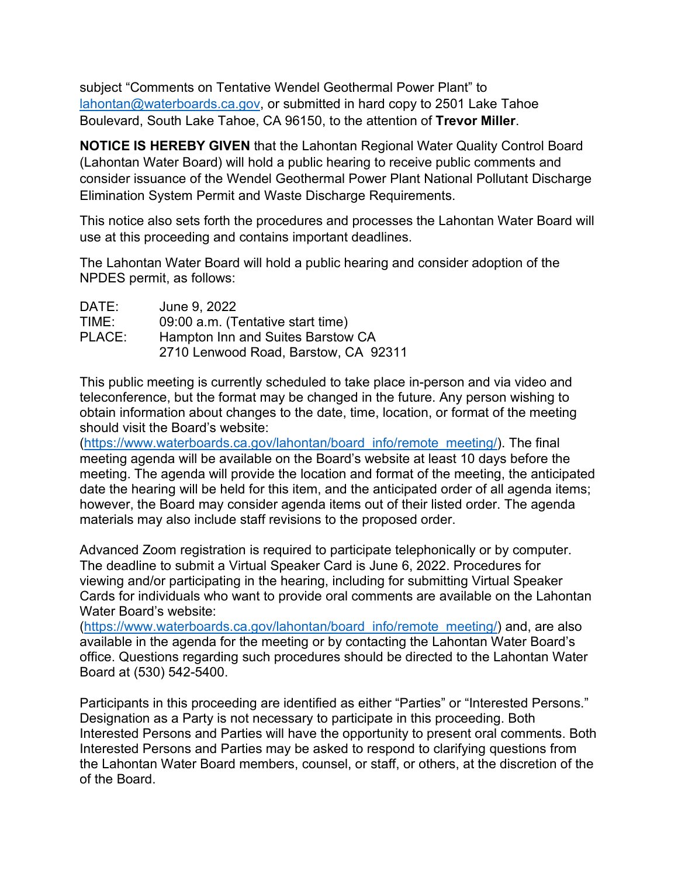subject “Comments on Tentative Wendel Geothermal Power Plant” to lahontan@waterboards.ca.gov, or submitted in hard copy to 2501 Lake Tahoe Boulevard, South Lake Tahoe, CA 96150, to the attention of **Trevor Miller**.

**NOTICE IS HEREBY GIVEN** that the Lahontan Regional Water Quality Control Board (Lahontan Water Board) will hold a public hearing to receive public comments and consider issuance of the Wendel Geothermal Power Plant National Pollutant Discharge Elimination System Permit and Waste Discharge Requirements.

This notice also sets forth the procedures and processes the Lahontan Water Board will use at this proceeding and contains important deadlines.

The Lahontan Water Board will hold a public hearing and consider adoption of the NPDES permit, as follows:

DATE: June 9, 2022
TIME: 09:00 a.m. (Tentative start time)
PLACE: Hampton Inn and Suites Barstow CA
2710 Lenwood Road, Barstow, CA 92311

This public meeting is currently scheduled to take place in-person and via video and teleconference, but the format may be changed in the future. Any person wishing to obtain information about changes to the date, time, location, or format of the meeting should visit the Board’s website: (https://www.waterboards.ca.gov/lahontan/board_info/remote_meeting/). The final meeting agenda will be available on the Board’s website at least 10 days before the meeting. The agenda will provide the location and format of the meeting, the anticipated date the hearing will be held for this item, and the anticipated order of all agenda items; however, the Board may consider agenda items out of their listed order. The agenda materials may also include staff revisions to the proposed order.

Advanced Zoom registration is required to participate telephonically or by computer. The deadline to submit a Virtual Speaker Card is June 6, 2022. Procedures for viewing and/or participating in the hearing, including for submitting Virtual Speaker Cards for individuals who want to provide oral comments are available on the Lahontan Water Board’s website: (https://www.waterboards.ca.gov/lahontan/board_info/remote_meeting/) and, are also available in the agenda for the meeting or by contacting the Lahontan Water Board’s office. Questions regarding such procedures should be directed to the Lahontan Water Board at (530) 542-5400.

Participants in this proceeding are identified as either “Parties” or “Interested Persons.” Designation as a Party is not necessary to participate in this proceeding. Both Interested Persons and Parties will have the opportunity to present oral comments. Both Interested Persons and Parties may be asked to respond to clarifying questions from the Lahontan Water Board members, counsel, or staff, or others, at the discretion of the of the Board.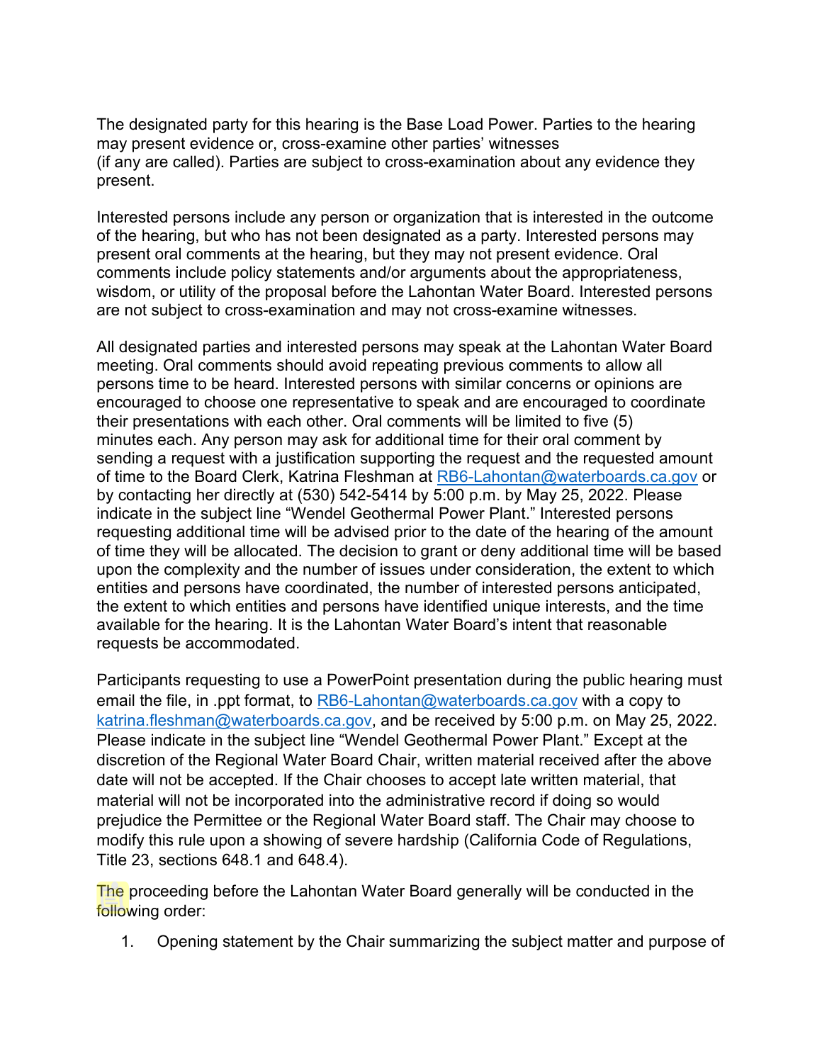The designated party for this hearing is the Base Load Power. Parties to the hearing may present evidence or, cross-examine other parties' witnesses (if any are called). Parties are subject to cross-examination about any evidence they present.

Interested persons include any person or organization that is interested in the outcome of the hearing, but who has not been designated as a party. Interested persons may present oral comments at the hearing, but they may not present evidence. Oral comments include policy statements and/or arguments about the appropriateness, wisdom, or utility of the proposal before the Lahontan Water Board. Interested persons are not subject to cross-examination and may not cross-examine witnesses.

All designated parties and interested persons may speak at the Lahontan Water Board meeting. Oral comments should avoid repeating previous comments to allow all persons time to be heard. Interested persons with similar concerns or opinions are encouraged to choose one representative to speak and are encouraged to coordinate their presentations with each other. Oral comments will be limited to five (5) minutes each. Any person may ask for additional time for their oral comment by sending a request with a justification supporting the request and the requested amount of time to the Board Clerk, Katrina Fleshman at RB6-Lahontan@waterboards.ca.gov or by contacting her directly at (530) 542-5414 by 5:00 p.m. by May 25, 2022. Please indicate in the subject line "Wendel Geothermal Power Plant." Interested persons requesting additional time will be advised prior to the date of the hearing of the amount of time they will be allocated. The decision to grant or deny additional time will be based upon the complexity and the number of issues under consideration, the extent to which entities and persons have coordinated, the number of interested persons anticipated, the extent to which entities and persons have identified unique interests, and the time available for the hearing. It is the Lahontan Water Board's intent that reasonable requests be accommodated.

Participants requesting to use a PowerPoint presentation during the public hearing must email the file, in .ppt format, to RB6-Lahontan@waterboards.ca.gov with a copy to katrina.fleshman@waterboards.ca.gov, and be received by 5:00 p.m. on May 25, 2022. Please indicate in the subject line "Wendel Geothermal Power Plant." Except at the discretion of the Regional Water Board Chair, written material received after the above date will not be accepted. If the Chair chooses to accept late written material, that material will not be incorporated into the administrative record if doing so would prejudice the Permittee or the Regional Water Board staff. The Chair may choose to modify this rule upon a showing of severe hardship (California Code of Regulations, Title 23, sections 648.1 and 648.4).

The proceeding before the Lahontan Water Board generally will be conducted in the following order:

1. Opening statement by the Chair summarizing the subject matter and purpose of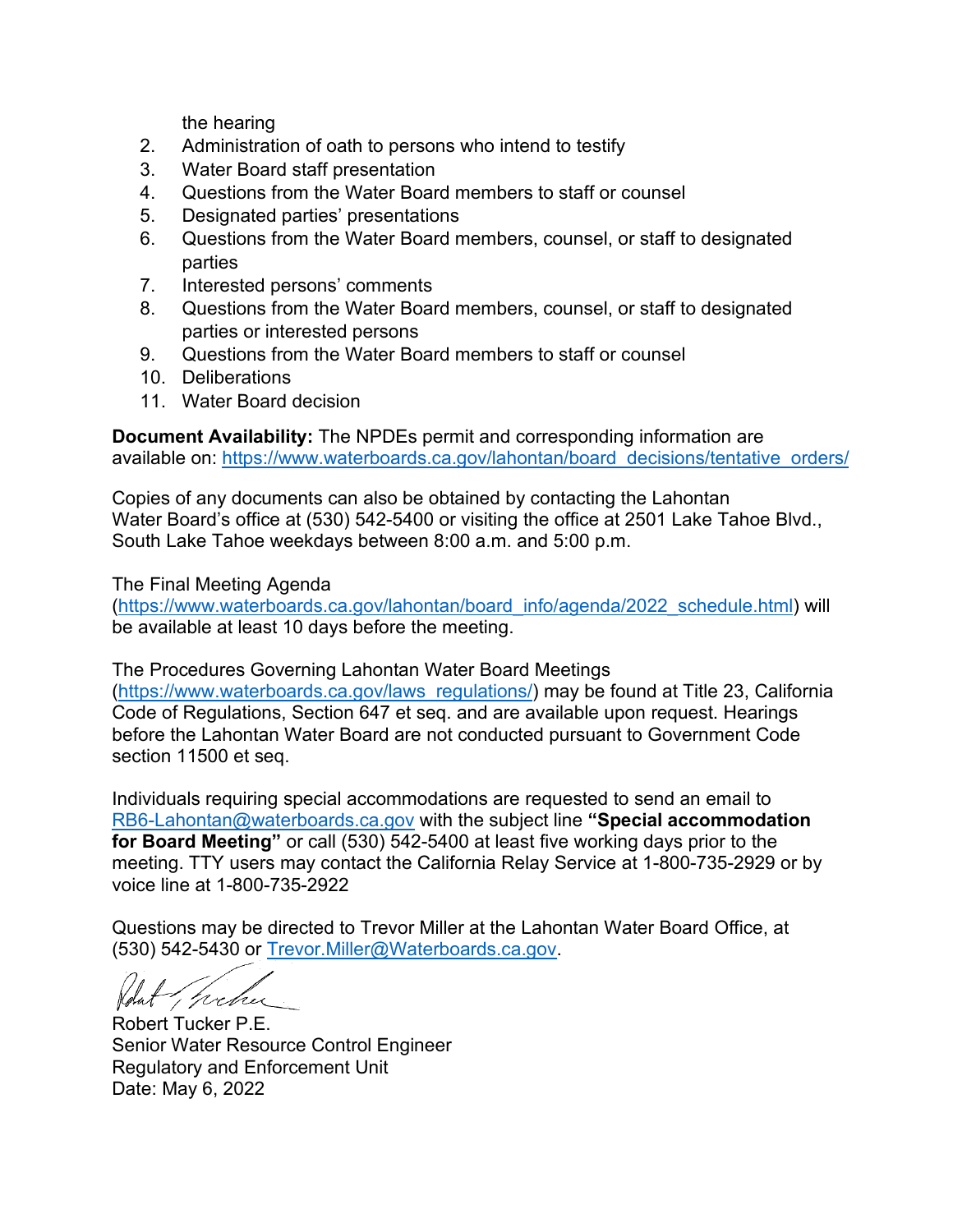the hearing

2. Administration of oath to persons who intend to testify
3. Water Board staff presentation
4. Questions from the Water Board members to staff or counsel
5. Designated parties' presentations
6. Questions from the Water Board members, counsel, or staff to designated parties
7. Interested persons' comments
8. Questions from the Water Board members, counsel, or staff to designated parties or interested persons
9. Questions from the Water Board members to staff or counsel
10. Deliberations
11. Water Board decision

**Document Availability:** The NPDEs permit and corresponding information are available on: https://www.waterboards.ca.gov/lahontan/board_decisions/tentative_orders/

Copies of any documents can also be obtained by contacting the Lahontan Water Board's office at (530) 542-5400 or visiting the office at 2501 Lake Tahoe Blvd., South Lake Tahoe weekdays between 8:00 a.m. and 5:00 p.m.

The Final Meeting Agenda (https://www.waterboards.ca.gov/lahontan/board_info/agenda/2022_schedule.html) will be available at least 10 days before the meeting.

The Procedures Governing Lahontan Water Board Meetings (https://www.waterboards.ca.gov/laws_regulations/) may be found at Title 23, California Code of Regulations, Section 647 et seq. and are available upon request. Hearings before the Lahontan Water Board are not conducted pursuant to Government Code section 11500 et seq.

Individuals requiring special accommodations are requested to send an email to RB6-Lahontan@waterboards.ca.gov with the subject line **"Special accommodation for Board Meeting"** or call (530) 542-5400 at least five working days prior to the meeting. TTY users may contact the California Relay Service at 1-800-735-2929 or by voice line at 1-800-735-2922

Questions may be directed to Trevor Miller at the Lahontan Water Board Office, at (530) 542-5430 or Trevor.Miller@Waterboards.ca.gov.

Robert Tucker P.E.
Senior Water Resource Control Engineer
Regulatory and Enforcement Unit
Date: May 6, 2022